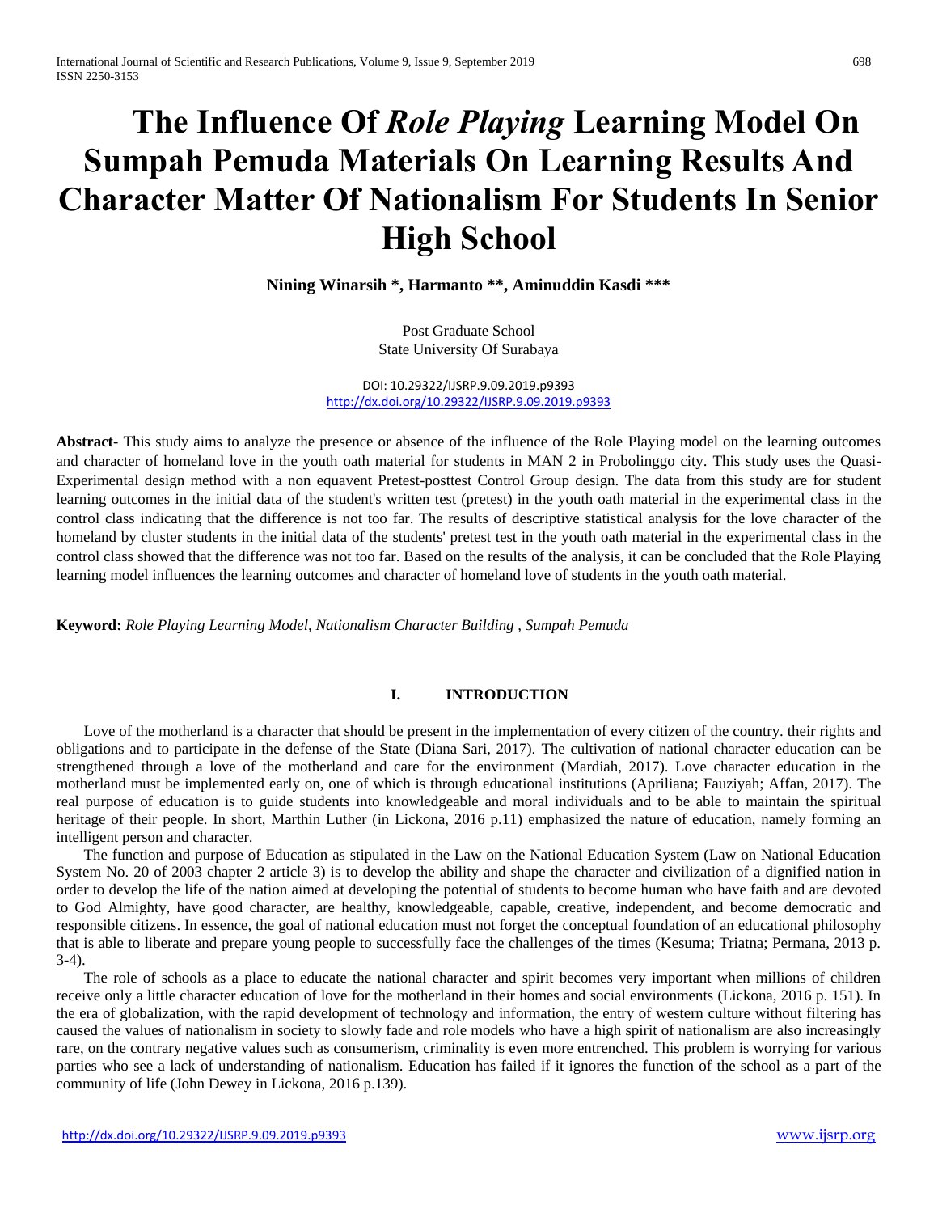# The Influence Of *Role Playing* Learning Model On Sumpah Pemuda Materials On Learning Results And Character Matter Of Nationalism For Students In Senior High School

**Nining Winarsih *, Harmanto **, Aminuddin Kasdi *****

Post Graduate School
State University Of Surabaya

DOI: 10.29322/IJSRP.9.09.2019.p9393
http://dx.doi.org/10.29322/IJSRP.9.09.2019.p9393

**Abstract-** This study aims to analyze the presence or absence of the influence of the Role Playing model on the learning outcomes and character of homeland love in the youth oath material for students in MAN 2 in Probolinggo city. This study uses the Quasi-Experimental design method with a non equavent Pretest-posttest Control Group design. The data from this study are for student learning outcomes in the initial data of the student's written test (pretest) in the youth oath material in the experimental class in the control class indicating that the difference is not too far. The results of descriptive statistical analysis for the love character of the homeland by cluster students in the initial data of the students' pretest test in the youth oath material in the experimental class in the control class showed that the difference was not too far. Based on the results of the analysis, it can be concluded that the Role Playing learning model influences the learning outcomes and character of homeland love of students in the youth oath material.

**Keyword:** *Role Playing Learning Model, Nationalism Character Building , Sumpah Pemuda*

## I. INTRODUCTION

Love of the motherland is a character that should be present in the implementation of every citizen of the country. their rights and obligations and to participate in the defense of the State (Diana Sari, 2017). The cultivation of national character education can be strengthened through a love of the motherland and care for the environment (Mardiah, 2017). Love character education in the motherland must be implemented early on, one of which is through educational institutions (Apriliana; Fauziyah; Affan, 2017). The real purpose of education is to guide students into knowledgeable and moral individuals and to be able to maintain the spiritual heritage of their people. In short, Marthin Luther (in Lickona, 2016 p.11) emphasized the nature of education, namely forming an intelligent person and character.

The function and purpose of Education as stipulated in the Law on the National Education System (Law on National Education System No. 20 of 2003 chapter 2 article 3) is to develop the ability and shape the character and civilization of a dignified nation in order to develop the life of the nation aimed at developing the potential of students to become human who have faith and are devoted to God Almighty, have good character, are healthy, knowledgeable, capable, creative, independent, and become democratic and responsible citizens. In essence, the goal of national education must not forget the conceptual foundation of an educational philosophy that is able to liberate and prepare young people to successfully face the challenges of the times (Kesuma; Triatna; Permana, 2013 p. 3-4).

The role of schools as a place to educate the national character and spirit becomes very important when millions of children receive only a little character education of love for the motherland in their homes and social environments (Lickona, 2016 p. 151). In the era of globalization, with the rapid development of technology and information, the entry of western culture without filtering has caused the values of nationalism in society to slowly fade and role models who have a high spirit of nationalism are also increasingly rare, on the contrary negative values such as consumerism, criminality is even more entrenched. This problem is worrying for various parties who see a lack of understanding of nationalism. Education has failed if it ignores the function of the school as a part of the community of life (John Dewey in Lickona, 2016 p.139).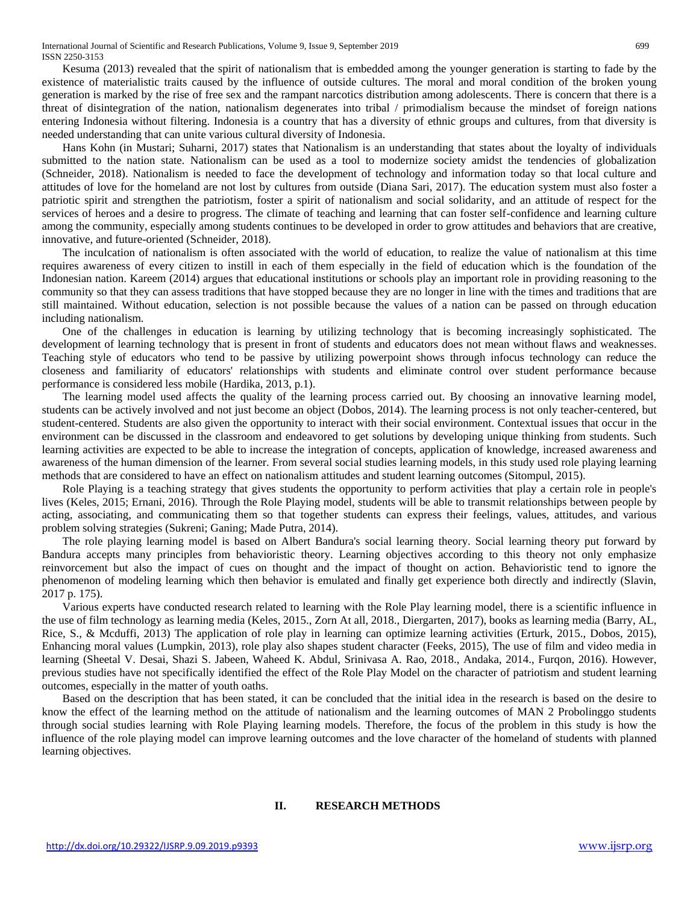Kesuma (2013) revealed that the spirit of nationalism that is embedded among the younger generation is starting to fade by the existence of materialistic traits caused by the influence of outside cultures. The moral and moral condition of the broken young generation is marked by the rise of free sex and the rampant narcotics distribution among adolescents. There is concern that there is a threat of disintegration of the nation, nationalism degenerates into tribal / primodialism because the mindset of foreign nations entering Indonesia without filtering. Indonesia is a country that has a diversity of ethnic groups and cultures, from that diversity is needed understanding that can unite various cultural diversity of Indonesia.

Hans Kohn (in Mustari; Suharni, 2017) states that Nationalism is an understanding that states about the loyalty of individuals submitted to the nation state. Nationalism can be used as a tool to modernize society amidst the tendencies of globalization (Schneider, 2018). Nationalism is needed to face the development of technology and information today so that local culture and attitudes of love for the homeland are not lost by cultures from outside (Diana Sari, 2017). The education system must also foster a patriotic spirit and strengthen the patriotism, foster a spirit of nationalism and social solidarity, and an attitude of respect for the services of heroes and a desire to progress. The climate of teaching and learning that can foster self-confidence and learning culture among the community, especially among students continues to be developed in order to grow attitudes and behaviors that are creative, innovative, and future-oriented (Schneider, 2018).

The inculcation of nationalism is often associated with the world of education, to realize the value of nationalism at this time requires awareness of every citizen to instill in each of them especially in the field of education which is the foundation of the Indonesian nation. Kareem (2014) argues that educational institutions or schools play an important role in providing reasoning to the community so that they can assess traditions that have stopped because they are no longer in line with the times and traditions that are still maintained. Without education, selection is not possible because the values of a nation can be passed on through education including nationalism.

One of the challenges in education is learning by utilizing technology that is becoming increasingly sophisticated. The development of learning technology that is present in front of students and educators does not mean without flaws and weaknesses. Teaching style of educators who tend to be passive by utilizing powerpoint shows through infocus technology can reduce the closeness and familiarity of educators' relationships with students and eliminate control over student performance because performance is considered less mobile (Hardika, 2013, p.1).

The learning model used affects the quality of the learning process carried out. By choosing an innovative learning model, students can be actively involved and not just become an object (Dobos, 2014). The learning process is not only teacher-centered, but student-centered. Students are also given the opportunity to interact with their social environment. Contextual issues that occur in the environment can be discussed in the classroom and endeavored to get solutions by developing unique thinking from students. Such learning activities are expected to be able to increase the integration of concepts, application of knowledge, increased awareness and awareness of the human dimension of the learner. From several social studies learning models, in this study used role playing learning methods that are considered to have an effect on nationalism attitudes and student learning outcomes (Sitompul, 2015).

Role Playing is a teaching strategy that gives students the opportunity to perform activities that play a certain role in people's lives (Keles, 2015; Ernani, 2016). Through the Role Playing model, students will be able to transmit relationships between people by acting, associating, and communicating them so that together students can express their feelings, values, attitudes, and various problem solving strategies (Sukreni; Ganing; Made Putra, 2014).

The role playing learning model is based on Albert Bandura's social learning theory. Social learning theory put forward by Bandura accepts many principles from behavioristic theory. Learning objectives according to this theory not only emphasize reinvorcement but also the impact of cues on thought and the impact of thought on action. Behavioristic tend to ignore the phenomenon of modeling learning which then behavior is emulated and finally get experience both directly and indirectly (Slavin, 2017 p. 175).

Various experts have conducted research related to learning with the Role Play learning model, there is a scientific influence in the use of film technology as learning media (Keles, 2015., Zorn At all, 2018., Diergarten, 2017), books as learning media (Barry, AL, Rice, S., & Mcduffi, 2013) The application of role play in learning can optimize learning activities (Erturk, 2015., Dobos, 2015), Enhancing moral values (Lumpkin, 2013), role play also shapes student character (Feeks, 2015), The use of film and video media in learning (Sheetal V. Desai, Shazi S. Jabeen, Waheed K. Abdul, Srinivasa A. Rao, 2018., Andaka, 2014., Furqon, 2016). However, previous studies have not specifically identified the effect of the Role Play Model on the character of patriotism and student learning outcomes, especially in the matter of youth oaths.

Based on the description that has been stated, it can be concluded that the initial idea in the research is based on the desire to know the effect of the learning method on the attitude of nationalism and the learning outcomes of MAN 2 Probolinggo students through social studies learning with Role Playing learning models. Therefore, the focus of the problem in this study is how the influence of the role playing model can improve learning outcomes and the love character of the homeland of students with planned learning objectives.

## II. RESEARCH METHODS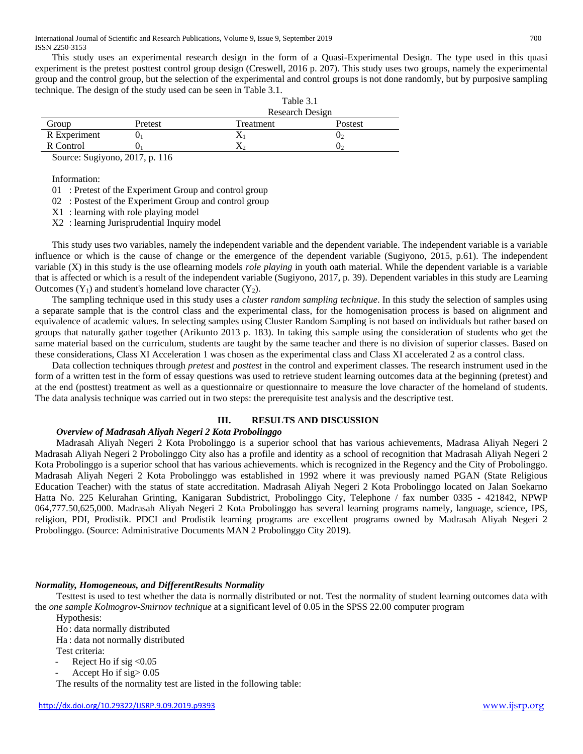This study uses an experimental research design in the form of a Quasi-Experimental Design. The type used in this quasi experiment is the pretest posttest control group design (Creswell, 2016 p. 207). This study uses two groups, namely the experimental group and the control group, but the selection of the experimental and control groups is not done randomly, but by purposive sampling technique. The design of the study used can be seen in Table 3.1.

Table 3.1
Research Design

| Group | Pretest | Treatment | Postest |
|---|---|---|---|
| R Experiment | $0_1$ | $X_1$ | $0_2$ |
| R Control | $0_1$ | $X_2$ | $0_2$ |

Source: Sugiyono, 2017, p. 116

Information:

01 : Pretest of the Experiment Group and control group

02 : Postest of the Experiment Group and control group

X1 : learning with role playing model

X2 : learning Jurisprudential Inquiry model

This study uses two variables, namely the independent variable and the dependent variable. The independent variable is a variable influence or which is the cause of change or the emergence of the dependent variable (Sugiyono, 2015, p.61). The independent variable (X) in this study is the use oflearning models *role playing* in youth oath material. While the dependent variable is a variable that is affected or which is a result of the independent variable (Sugiyono, 2017, p. 39). Dependent variables in this study are Learning Outcomes ($Y_1$) and student's homeland love character ($Y_2$).

The sampling technique used in this study uses a *cluster random sampling technique*. In this study the selection of samples using a separate sample that is the control class and the experimental class, for the homogenisation process is based on alignment and equivalence of academic values. In selecting samples using Cluster Random Sampling is not based on individuals but rather based on groups that naturally gather together (Arikunto 2013 p. 183). In taking this sample using the consideration of students who get the same material based on the curriculum, students are taught by the same teacher and there is no division of superior classes. Based on these considerations, Class XI Acceleration 1 was chosen as the experimental class and Class XI accelerated 2 as a control class.

Data collection techniques through *pretest* and *posttest* in the control and experiment classes. The research instrument used in the form of a written test in the form of essay questions was used to retrieve student learning outcomes data at the beginning (pretest) and at the end (posttest) treatment as well as a questionnaire or questionnaire to measure the love character of the homeland of students. The data analysis technique was carried out in two steps: the prerequisite test analysis and the descriptive test.

## III. RESULTS AND DISCUSSION

### *Overview of Madrasah Aliyah Negeri 2 Kota Probolinggo*

Madrasah Aliyah Negeri 2 Kota Probolinggo is a superior school that has various achievements, Madrasa Aliyah Negeri 2 Madrasah Aliyah Negeri 2 Probolinggo City also has a profile and identity as a school of recognition that Madrasah Aliyah Negeri 2 Kota Probolinggo is a superior school that has various achievements. which is recognized in the Regency and the City of Probolinggo. Madrasah Aliyah Negeri 2 Kota Probolinggo was established in 1992 where it was previously named PGAN (State Religious Education Teacher) with the status of state accreditation. Madrasah Aliyah Negeri 2 Kota Probolinggo located on Jalan Soekarno Hatta No. 225 Kelurahan Grinting, Kanigaran Subdistrict, Probolinggo City, Telephone / fax number 0335 - 421842, NPWP 064,777.50,625,000. Madrasah Aliyah Negeri 2 Kota Probolinggo has several learning programs namely, language, science, IPS, religion, PDI, Prodistik. PDCI and Prodistik learning programs are excellent programs owned by Madrasah Aliyah Negeri 2 Probolinggo. (Source: Administrative Documents MAN 2 Probolinggo City 2019).

### *Normality, Homogeneous, and DifferentResults Normality*

Testtest is used to test whether the data is normally distributed or not. Test the normality of student learning outcomes data with the *one sample Kolmogrov-Smirnov technique* at a significant level of 0.05 in the SPSS 22.00 computer program

Hypothesis:

Ho : data normally distributed

Ha : data not normally distributed

Test criteria:

- Reject Ho if sig <0.05
- Accept Ho if sig> 0.05

The results of the normality test are listed in the following table: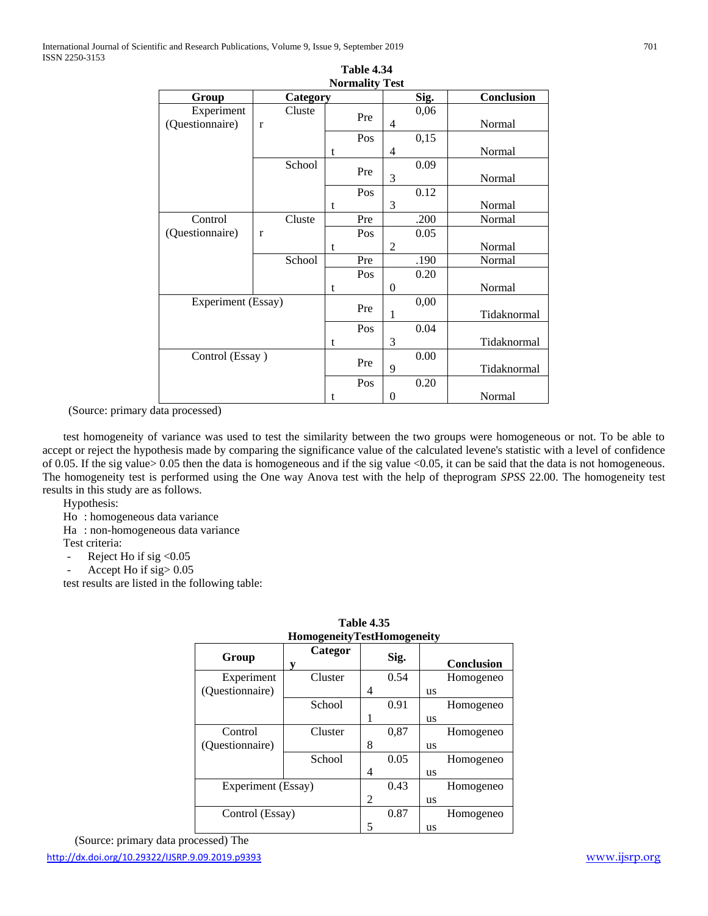**Table 4.34**
**Normality Test**

| Group | Category | | Sig. | Conclusion |
|---|---|---|---|---|
| Experiment (Questionnaire) | Cluster | Pre | 0,064 | Normal |
| | | Post | 0,154 | Normal |
| | School | Pre | 0.093 | Normal |
| | | Post | 0.123 | Normal |
| Control (Questionnaire) | Cluster | Pre | .200 | Normal |
| | | Post | 0.052 | Normal |
| | School | Pre | .190 | Normal |
| | | Post | 0.200 | Normal |
| Experiment (Essay) | | Pre | 0,001 | Tidaknormal |
| | | Post | 0.043 | Tidaknormal |
| Control (Essay ) | | Pre | 0.009 | Tidaknormal |
| | | Post | 0.200 | Normal |

(Source: primary data processed)

test homogeneity of variance was used to test the similarity between the two groups were homogeneous or not. To be able to accept or reject the hypothesis made by comparing the significance value of the calculated levene's statistic with a level of confidence of 0.05. If the sig value> 0.05 then the data is homogeneous and if the sig value <0.05, it can be said that the data is not homogeneous. The homogeneity test is performed using the One way Anova test with the help of theprogram *SPSS* 22.00. The homogeneity test results in this study are as follows.

Hypothesis:

Ho : homogeneous data variance

Ha : non-homogeneous data variance

Test criteria:

- Reject Ho if sig <0.05
- Accept Ho if sig> 0.05

test results are listed in the following table:

**Table 4.35**
**HomogeneityTestHomogeneity**

| Group | Category | Sig. | Conclusion |
|---|---|---|---|
| Experiment (Questionnaire) | Cluster | 0.544 | Homogeneous |
| | School | 0.911 | Homogeneous |
| Control (Questionnaire) | Cluster | 0,878 | Homogeneous |
| | School | 0.054 | Homogeneous |
| Experiment (Essay) | | 0.432 | Homogeneous |
| Control (Essay) | | 0.875 | Homogeneous |

(Source: primary data processed) The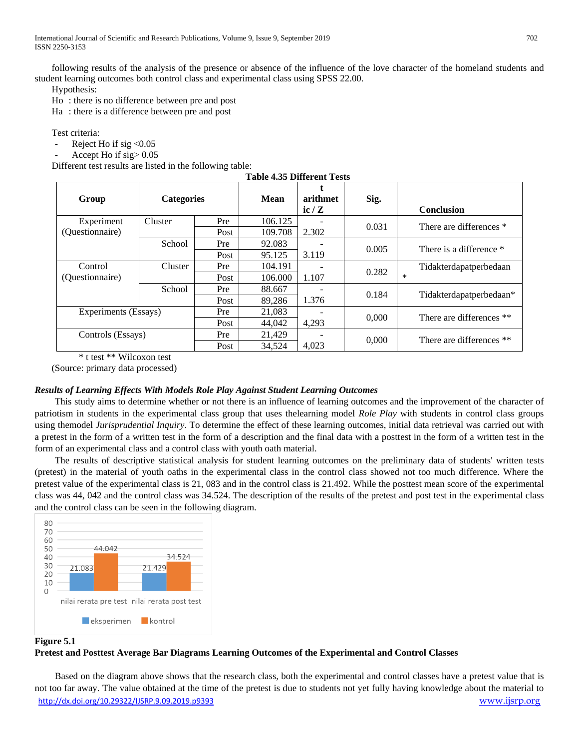following results of the analysis of the presence or absence of the influence of the love character of the homeland students and student learning outcomes both control class and experimental class using SPSS 22.00.

Hypothesis:

Ho : there is no difference between pre and post

Ha : there is a difference between pre and post

Test criteria:

- Reject Ho if sig <0.05
- Accept Ho if sig> 0.05

Different test results are listed in the following table:

**Table 4.35 Different Tests**

| Group | Categories | | Mean | t arithmetic / Z | Sig. | Conclusion |
|---|---|---|---|---|---|---|
| Experiment (Questionnaire) | Cluster | Pre | 106.125 | -2.302 | 0.031 | There are differences * |
| | | Post | 109.708 | | | |
| | School | Pre | 92.083 | -3.119 | 0.005 | There is a difference * |
| | | Post | 95.125 | | | |
| Control (Questionnaire) | Cluster | Pre | 104.191 | -1.107 | 0.282 | Tidakterdapatperbedaan * |
| | | Post | 106.000 | | | |
| | School | Pre | 88.667 | -1.376 | 0.184 | Tidakterdapatperbedaan* |
| | | Post | 89,286 | | | |
| Experiments (Essays) | | Pre | 21,083 | -4,293 | 0,000 | There are differences ** |
| | | Post | 44,042 | | | |
| Controls (Essays) | | Pre | 21,429 | -4,023 | 0,000 | There are differences ** |
| | | Post | 34,524 | | | |

\* t test ** Wilcoxon test

(Source: primary data processed)

***Results of Learning Effects With Models Role Play Against Student Learning Outcomes***

This study aims to determine whether or not there is an influence of learning outcomes and the improvement of the character of patriotism in students in the experimental class group that uses thelearning model *Role Play* with students in control class groups using themodel *Jurisprudential Inquiry*. To determine the effect of these learning outcomes, initial data retrieval was carried out with a pretest in the form of a written test in the form of a description and the final data with a posttest in the form of a written test in the form of an experimental class and a control class with youth oath material.

The results of descriptive statistical analysis for student learning outcomes on the preliminary data of students' written tests (pretest) in the material of youth oaths in the experimental class in the control class showed not too much difference. Where the pretest value of the experimental class is 21, 083 and in the control class is 21.492. While the posttest mean score of the experimental class was 44, 042 and the control class was 34.524. The description of the results of the pretest and post test in the experimental class and the control class can be seen in the following diagram.

**Figure 5.1**

**Pretest and Posttest Average Bar Diagrams Learning Outcomes of the Experimental and Control Classes**

Based on the diagram above shows that the research class, both the experimental and control classes have a pretest value that is not too far away. The value obtained at the time of the pretest is due to students not yet fully having knowledge about the material to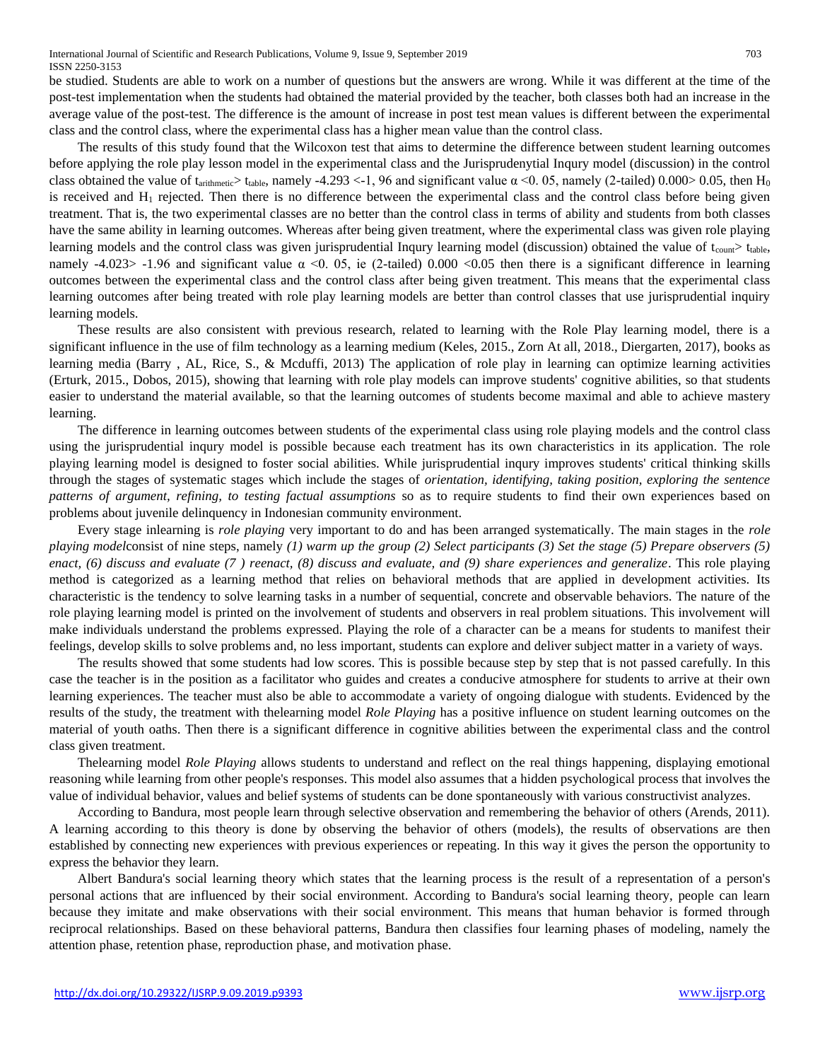be studied. Students are able to work on a number of questions but the answers are wrong. While it was different at the time of the post-test implementation when the students had obtained the material provided by the teacher, both classes both had an increase in the average value of the post-test. The difference is the amount of increase in post test mean values is different between the experimental class and the control class, where the experimental class has a higher mean value than the control class.

The results of this study found that the Wilcoxon test that aims to determine the difference between student learning outcomes before applying the role play lesson model in the experimental class and the Jurisprudenytial Inqury model (discussion) in the control class obtained the value of $t_{arithmetic} > t_{table}$, namely -4.293 <-1, 96 and significant value α <0. 05, namely (2-tailed) 0.000> 0.05, then $H_0$ is received and $H_1$ rejected. Then there is no difference between the experimental class and the control class before being given treatment. That is, the two experimental classes are no better than the control class in terms of ability and students from both classes have the same ability in learning outcomes. Whereas after being given treatment, where the experimental class was given role playing learning models and the control class was given jurisprudential Inqury learning model (discussion) obtained the value of $t_{count} > t_{table}$, namely -4.023> -1.96 and significant value α <0. 05, ie (2-tailed) 0.000 <0.05 then there is a significant difference in learning outcomes between the experimental class and the control class after being given treatment. This means that the experimental class learning outcomes after being treated with role play learning models are better than control classes that use jurisprudential inquiry learning models.

These results are also consistent with previous research, related to learning with the Role Play learning model, there is a significant influence in the use of film technology as a learning medium (Keles, 2015., Zorn At all, 2018., Diergarten, 2017), books as learning media (Barry , AL, Rice, S., & Mcduffi, 2013) The application of role play in learning can optimize learning activities (Erturk, 2015., Dobos, 2015), showing that learning with role play models can improve students' cognitive abilities, so that students easier to understand the material available, so that the learning outcomes of students become maximal and able to achieve mastery learning.

The difference in learning outcomes between students of the experimental class using role playing models and the control class using the jurisprudential inqury model is possible because each treatment has its own characteristics in its application. The role playing learning model is designed to foster social abilities. While jurisprudential inqury improves students' critical thinking skills through the stages of systematic stages which include the stages of *orientation, identifying, taking position, exploring the sentence patterns of argument, refining, to testing factual assumptions* so as to require students to find their own experiences based on problems about juvenile delinquency in Indonesian community environment.

Every stage inlearning is *role playing* very important to do and has been arranged systematically. The main stages in the *role playing model*consist of nine steps, namely *(1) warm up the group (2) Select participants (3) Set the stage (5) Prepare observers (5) enact, (6) discuss and evaluate (7 ) reenact, (8) discuss and evaluate, and (9) share experiences and generalize*. This role playing method is categorized as a learning method that relies on behavioral methods that are applied in development activities. Its characteristic is the tendency to solve learning tasks in a number of sequential, concrete and observable behaviors. The nature of the role playing learning model is printed on the involvement of students and observers in real problem situations. This involvement will make individuals understand the problems expressed. Playing the role of a character can be a means for students to manifest their feelings, develop skills to solve problems and, no less important, students can explore and deliver subject matter in a variety of ways.

The results showed that some students had low scores. This is possible because step by step that is not passed carefully. In this case the teacher is in the position as a facilitator who guides and creates a conducive atmosphere for students to arrive at their own learning experiences. The teacher must also be able to accommodate a variety of ongoing dialogue with students. Evidenced by the results of the study, the treatment with thelearning model *Role Playing* has a positive influence on student learning outcomes on the material of youth oaths. Then there is a significant difference in cognitive abilities between the experimental class and the control class given treatment.

Thelearning model *Role Playing* allows students to understand and reflect on the real things happening, displaying emotional reasoning while learning from other people's responses. This model also assumes that a hidden psychological process that involves the value of individual behavior, values and belief systems of students can be done spontaneously with various constructivist analyzes.

According to Bandura, most people learn through selective observation and remembering the behavior of others (Arends, 2011). A learning according to this theory is done by observing the behavior of others (models), the results of observations are then established by connecting new experiences with previous experiences or repeating. In this way it gives the person the opportunity to express the behavior they learn.

Albert Bandura's social learning theory which states that the learning process is the result of a representation of a person's personal actions that are influenced by their social environment. According to Bandura's social learning theory, people can learn because they imitate and make observations with their social environment. This means that human behavior is formed through reciprocal relationships. Based on these behavioral patterns, Bandura then classifies four learning phases of modeling, namely the attention phase, retention phase, reproduction phase, and motivation phase.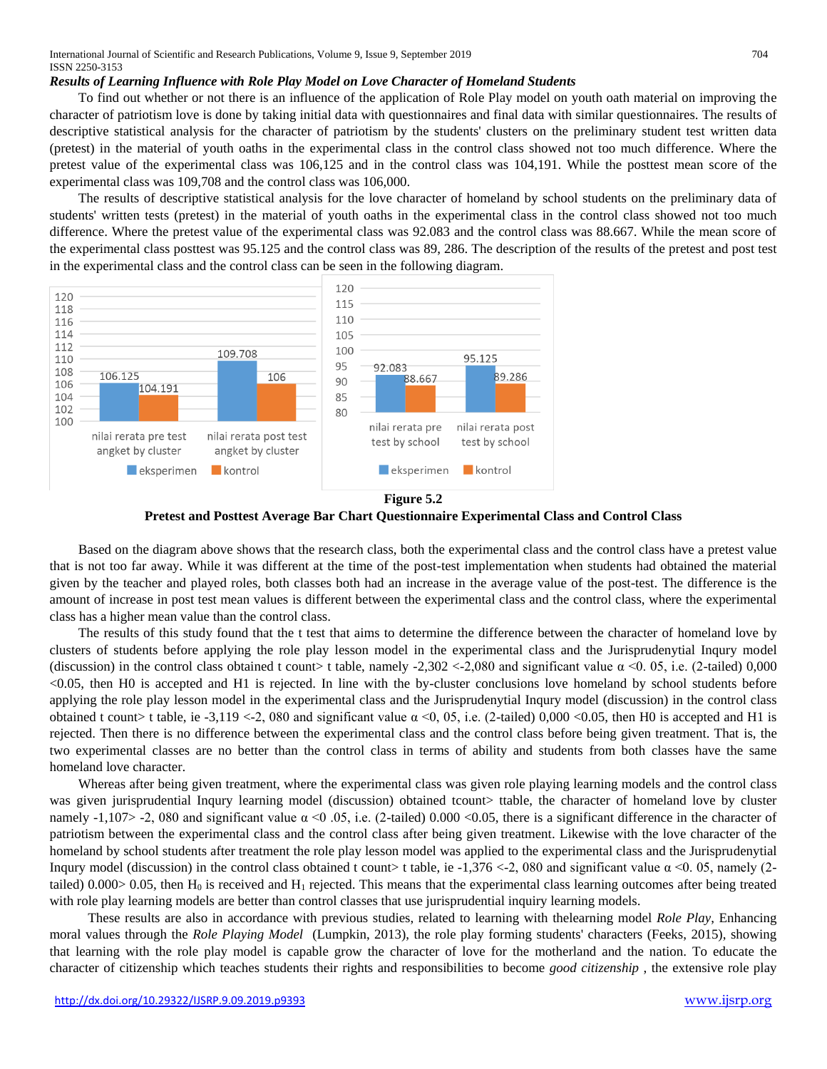***Results of Learning Influence with Role Play Model on Love Character of Homeland Students***

To find out whether or not there is an influence of the application of Role Play model on youth oath material on improving the character of patriotism love is done by taking initial data with questionnaires and final data with similar questionnaires. The results of descriptive statistical analysis for the character of patriotism by the students' clusters on the preliminary student test written data (pretest) in the material of youth oaths in the experimental class in the control class showed not too much difference. Where the pretest value of the experimental class was 106,125 and in the control class was 104,191. While the posttest mean score of the experimental class was 109,708 and the control class was 106,000.

The results of descriptive statistical analysis for the love character of homeland by school students on the preliminary data of students' written tests (pretest) in the material of youth oaths in the experimental class in the control class showed not too much difference. Where the pretest value of the experimental class was 92.083 and the control class was 88.667. While the mean score of the experimental class posttest was 95.125 and the control class was 89, 286. The description of the results of the pretest and post test in the experimental class and the control class can be seen in the following diagram.

| | eksperimen | kontrol |
|---|---|---|
| nilai rerata pre test angket by cluster | 106.125 | 104.191 |
| nilai rerata post test angket by cluster | 109.708 | 106 |
| nilai rerata pre test by school | 92.083 | 88.667 |
| nilai rerata post test by school | 95.125 | 89.286 |

**Figure 5.2**
**Pretest and Posttest Average Bar Chart Questionnaire Experimental Class and Control Class**

Based on the diagram above shows that the research class, both the experimental class and the control class have a pretest value that is not too far away. While it was different at the time of the post-test implementation when students had obtained the material given by the teacher and played roles, both classes both had an increase in the average value of the post-test. The difference is the amount of increase in post test mean values is different between the experimental class and the control class, where the experimental class has a higher mean value than the control class.

The results of this study found that the t test that aims to determine the difference between the character of homeland love by clusters of students before applying the role play lesson model in the experimental class and the Jurisprudenytial Inqury model (discussion) in the control class obtained t count> t table, namely -2,302 <-2,080 and significant value α <0. 05, i.e. (2-tailed) 0,000 <0.05, then H0 is accepted and H1 is rejected. In line with the by-cluster conclusions love homeland by school students before applying the role play lesson model in the experimental class and the Jurisprudenytial Inqury model (discussion) in the control class obtained t count> t table, ie -3,119 <-2, 080 and significant value α <0, 05, i.e. (2-tailed) 0,000 <0.05, then H0 is accepted and H1 is rejected. Then there is no difference between the experimental class and the control class before being given treatment. That is, the two experimental classes are no better than the control class in terms of ability and students from both classes have the same homeland love character.

Whereas after being given treatment, where the experimental class was given role playing learning models and the control class was given jurisprudential Inqury learning model (discussion) obtained tcount> ttable, the character of homeland love by cluster namely -1,107> -2, 080 and significant value α <0 .05, i.e. (2-tailed) 0.000 <0.05, there is a significant difference in the character of patriotism between the experimental class and the control class after being given treatment. Likewise with the love character of the homeland by school students after treatment the role play lesson model was applied to the experimental class and the Jurisprudenytial Inqury model (discussion) in the control class obtained t count> t table, ie -1,376 <-2, 080 and significant value α <0. 05, namely (2-tailed) 0.000> 0.05, then $H_0$ is received and $H_1$ rejected. This means that the experimental class learning outcomes after being treated with role play learning models are better than control classes that use jurisprudential inquiry learning models.

These results are also in accordance with previous studies, related to learning with thelearning model *Role Play*, Enhancing moral values through the *Role Playing Model* (Lumpkin, 2013), the role play forming students' characters (Feeks, 2015), showing that learning with the role play model is capable grow the character of love for the motherland and the nation. To educate the character of citizenship which teaches students their rights and responsibilities to become *good citizenship* , the extensive role play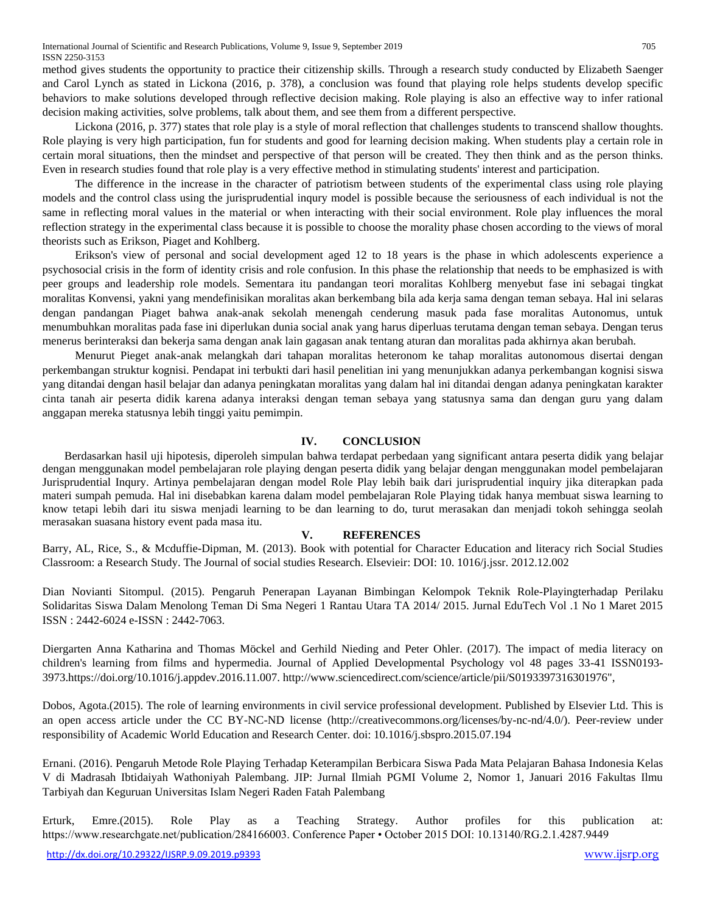method gives students the opportunity to practice their citizenship skills. Through a research study conducted by Elizabeth Saenger and Carol Lynch as stated in Lickona (2016, p. 378), a conclusion was found that playing role helps students develop specific behaviors to make solutions developed through reflective decision making. Role playing is also an effective way to infer rational decision making activities, solve problems, talk about them, and see them from a different perspective.

Lickona (2016, p. 377) states that role play is a style of moral reflection that challenges students to transcend shallow thoughts. Role playing is very high participation, fun for students and good for learning decision making. When students play a certain role in certain moral situations, then the mindset and perspective of that person will be created. They then think and as the person thinks. Even in research studies found that role play is a very effective method in stimulating students' interest and participation.

The difference in the increase in the character of patriotism between students of the experimental class using role playing models and the control class using the jurisprudential inqury model is possible because the seriousness of each individual is not the same in reflecting moral values in the material or when interacting with their social environment. Role play influences the moral reflection strategy in the experimental class because it is possible to choose the morality phase chosen according to the views of moral theorists such as Erikson, Piaget and Kohlberg.

Erikson's view of personal and social development aged 12 to 18 years is the phase in which adolescents experience a psychosocial crisis in the form of identity crisis and role confusion. In this phase the relationship that needs to be emphasized is with peer groups and leadership role models. Sementara itu pandangan teori moralitas Kohlberg menyebut fase ini sebagai tingkat moralitas Konvensi, yakni yang mendefinisikan moralitas akan berkembang bila ada kerja sama dengan teman sebaya. Hal ini selaras dengan pandangan Piaget bahwa anak-anak sekolah menengah cenderung masuk pada fase moralitas Autonomus, untuk menumbuhkan moralitas pada fase ini diperlukan dunia social anak yang harus diperluas terutama dengan teman sebaya. Dengan terus menerus berinteraksi dan bekerja sama dengan anak lain gagasan anak tentang aturan dan moralitas pada akhirnya akan berubah.

Menurut Pieget anak-anak melangkah dari tahapan moralitas heteronom ke tahap moralitas autonomous disertai dengan perkembangan struktur kognisi. Pendapat ini terbukti dari hasil penelitian ini yang menunjukkan adanya perkembangan kognisi siswa yang ditandai dengan hasil belajar dan adanya peningkatan moralitas yang dalam hal ini ditandai dengan adanya peningkatan karakter cinta tanah air peserta didik karena adanya interaksi dengan teman sebaya yang statusnya sama dan dengan guru yang dalam anggapan mereka statusnya lebih tinggi yaitu pemimpin.

## IV. CONCLUSION

Berdasarkan hasil uji hipotesis, diperoleh simpulan bahwa terdapat perbedaan yang significant antara peserta didik yang belajar dengan menggunakan model pembelajaran role playing dengan peserta didik yang belajar dengan menggunakan model pembelajaran Jurisprudential Inqury. Artinya pembelajaran dengan model Role Play lebih baik dari jurisprudential inquiry jika diterapkan pada materi sumpah pemuda. Hal ini disebabkan karena dalam model pembelajaran Role Playing tidak hanya membuat siswa learning to know tetapi lebih dari itu siswa menjadi learning to be dan learning to do, turut merasakan dan menjadi tokoh sehingga seolah merasakan suasana history event pada masa itu.

## V. REFERENCES

Barry, AL, Rice, S., & Mcduffie-Dipman, M. (2013). Book with potential for Character Education and literacy rich Social Studies Classroom: a Research Study. The Journal of social studies Research. Elsevieir: DOI: 10. 1016/j.jssr. 2012.12.002

Dian Novianti Sitompul. (2015). Pengaruh Penerapan Layanan Bimbingan Kelompok Teknik Role-Playingterhadap Perilaku Solidaritas Siswa Dalam Menolong Teman Di Sma Negeri 1 Rantau Utara TA 2014/ 2015. Jurnal EduTech Vol .1 No 1 Maret 2015 ISSN : 2442-6024 e-ISSN : 2442-7063.

Diergarten Anna Katharina and Thomas Möckel and Gerhild Nieding and Peter Ohler. (2017). The impact of media literacy on children's learning from films and hypermedia. Journal of Applied Developmental Psychology vol 48 pages 33-41 ISSN0193-3973.https://doi.org/10.1016/j.appdev.2016.11.007. http://www.sciencedirect.com/science/article/pii/S0193397316301976",

Dobos, Agota.(2015). The role of learning environments in civil service professional development. Published by Elsevier Ltd. This is an open access article under the CC BY-NC-ND license (http://creativecommons.org/licenses/by-nc-nd/4.0/). Peer-review under responsibility of Academic World Education and Research Center. doi: 10.1016/j.sbspro.2015.07.194

Ernani. (2016). Pengaruh Metode Role Playing Terhadap Keterampilan Berbicara Siswa Pada Mata Pelajaran Bahasa Indonesia Kelas V di Madrasah Ibtidaiyah Wathoniyah Palembang. JIP: Jurnal Ilmiah PGMI Volume 2, Nomor 1, Januari 2016 Fakultas Ilmu Tarbiyah dan Keguruan Universitas Islam Negeri Raden Fatah Palembang

Erturk, Emre.(2015). Role Play as a Teaching Strategy. Author profiles for this publication at: https://www.researchgate.net/publication/284166003. Conference Paper • October 2015 DOI: 10.13140/RG.2.1.4287.9449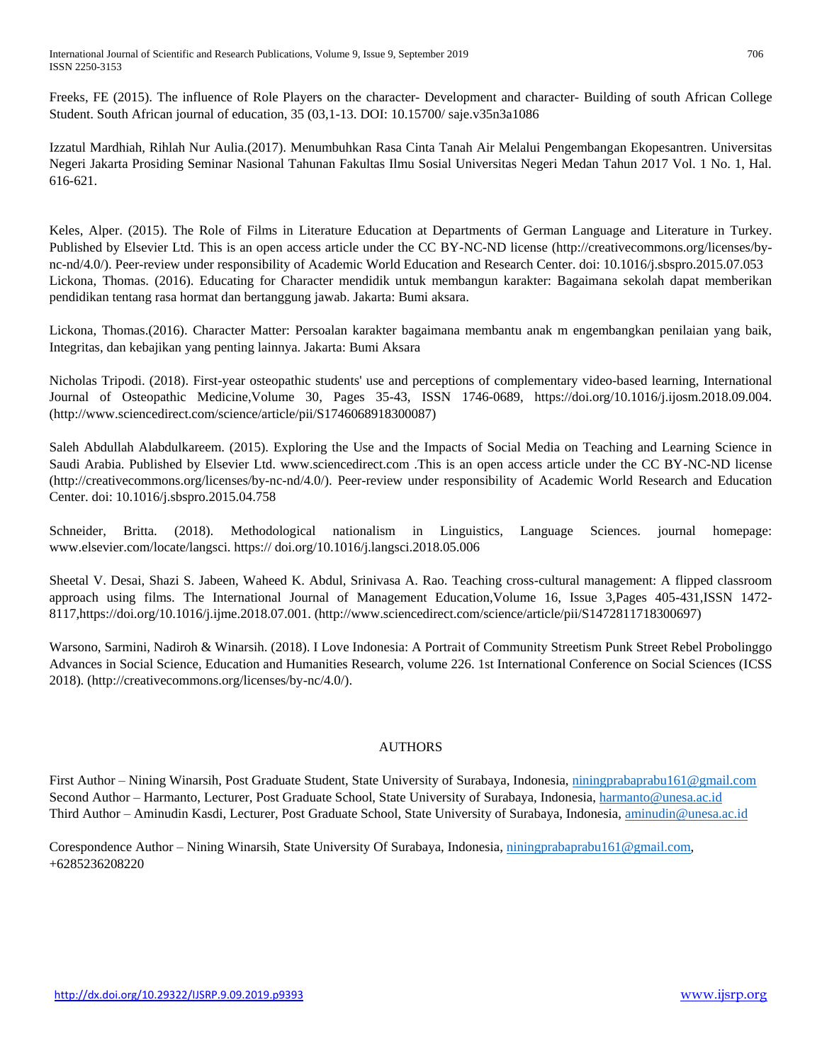Freeks, FE (2015). The influence of Role Players on the character- Development and character- Building of south African College Student. South African journal of education, 35 (03,1-13. DOI: 10.15700/ saje.v35n3a1086

Izzatul Mardhiah, Rihlah Nur Aulia.(2017). Menumbuhkan Rasa Cinta Tanah Air Melalui Pengembangan Ekopesantren. Universitas Negeri Jakarta Prosiding Seminar Nasional Tahunan Fakultas Ilmu Sosial Universitas Negeri Medan Tahun 2017 Vol. 1 No. 1, Hal. 616-621.

Keles, Alper. (2015). The Role of Films in Literature Education at Departments of German Language and Literature in Turkey. Published by Elsevier Ltd. This is an open access article under the CC BY-NC-ND license (http://creativecommons.org/licenses/by-nc-nd/4.0/). Peer-review under responsibility of Academic World Education and Research Center. doi: 10.1016/j.sbspro.2015.07.053
Lickona, Thomas. (2016). Educating for Character mendidik untuk membangun karakter: Bagaimana sekolah dapat memberikan pendidikan tentang rasa hormat dan bertanggung jawab. Jakarta: Bumi aksara.

Lickona, Thomas.(2016). Character Matter: Persoalan karakter bagaimana membantu anak m engembangkan penilaian yang baik, Integritas, dan kebajikan yang penting lainnya. Jakarta: Bumi Aksara

Nicholas Tripodi. (2018). First-year osteopathic students' use and perceptions of complementary video-based learning, International Journal of Osteopathic Medicine,Volume 30, Pages 35-43, ISSN 1746-0689, https://doi.org/10.1016/j.ijosm.2018.09.004. (http://www.sciencedirect.com/science/article/pii/S1746068918300087)

Saleh Abdullah Alabdulkareem. (2015). Exploring the Use and the Impacts of Social Media on Teaching and Learning Science in Saudi Arabia. Published by Elsevier Ltd. www.sciencedirect.com .This is an open access article under the CC BY-NC-ND license (http://creativecommons.org/licenses/by-nc-nd/4.0/). Peer-review under responsibility of Academic World Research and Education Center. doi: 10.1016/j.sbspro.2015.04.758

Schneider, Britta. (2018). Methodological nationalism in Linguistics, Language Sciences. journal homepage: www.elsevier.com/locate/langsci. https:// doi.org/10.1016/j.langsci.2018.05.006

Sheetal V. Desai, Shazi S. Jabeen, Waheed K. Abdul, Srinivasa A. Rao. Teaching cross-cultural management: A flipped classroom approach using films. The International Journal of Management Education,Volume 16, Issue 3,Pages 405-431,ISSN 1472-8117,https://doi.org/10.1016/j.ijme.2018.07.001. (http://www.sciencedirect.com/science/article/pii/S1472811718300697)

Warsono, Sarmini, Nadiroh & Winarsih. (2018). I Love Indonesia: A Portrait of Community Streetism Punk Street Rebel Probolinggo Advances in Social Science, Education and Humanities Research, volume 226. 1st International Conference on Social Sciences (ICSS 2018). (http://creativecommons.org/licenses/by-nc/4.0/).

## AUTHORS

First Author – Nining Winarsih, Post Graduate Student, State University of Surabaya, Indonesia, niningprabaprabu161@gmail.com
Second Author – Harmanto, Lecturer, Post Graduate School, State University of Surabaya, Indonesia, harmanto@unesa.ac.id
Third Author – Aminudin Kasdi, Lecturer, Post Graduate School, State University of Surabaya, Indonesia, aminudin@unesa.ac.id

Corespondence Author – Nining Winarsih, State University Of Surabaya, Indonesia, niningprabaprabu161@gmail.com, +6285236208220